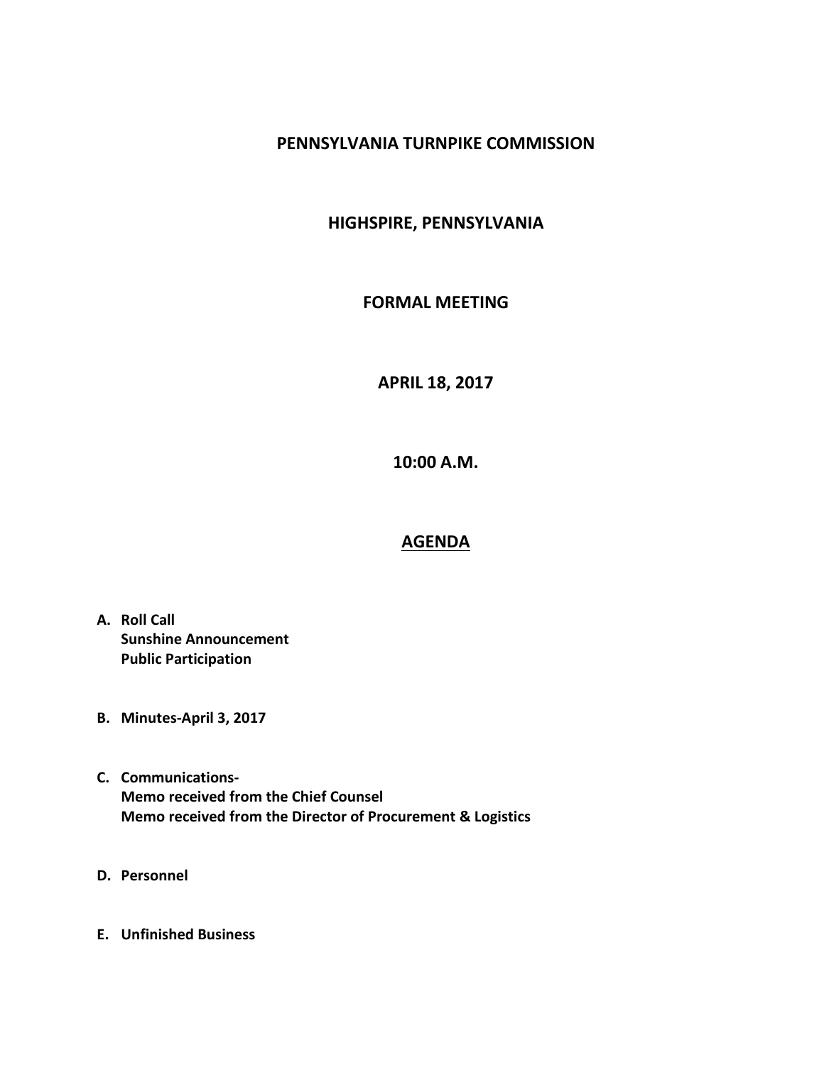# PENNSYLVANIA TURNPIKE COMMISSION

## HIGHSPIRE, PENNSYLVANIA

## FORMAL MEETING

## APRIL 18, 2017

## 10:00 A.M.

## AGENDA

**A. Roll Call**
**Sunshine Announcement**
**Public Participation**

**B. Minutes-April 3, 2017**

**C. Communications-**
**Memo received from the Chief Counsel**
**Memo received from the Director of Procurement & Logistics**

**D. Personnel**

**E. Unfinished Business**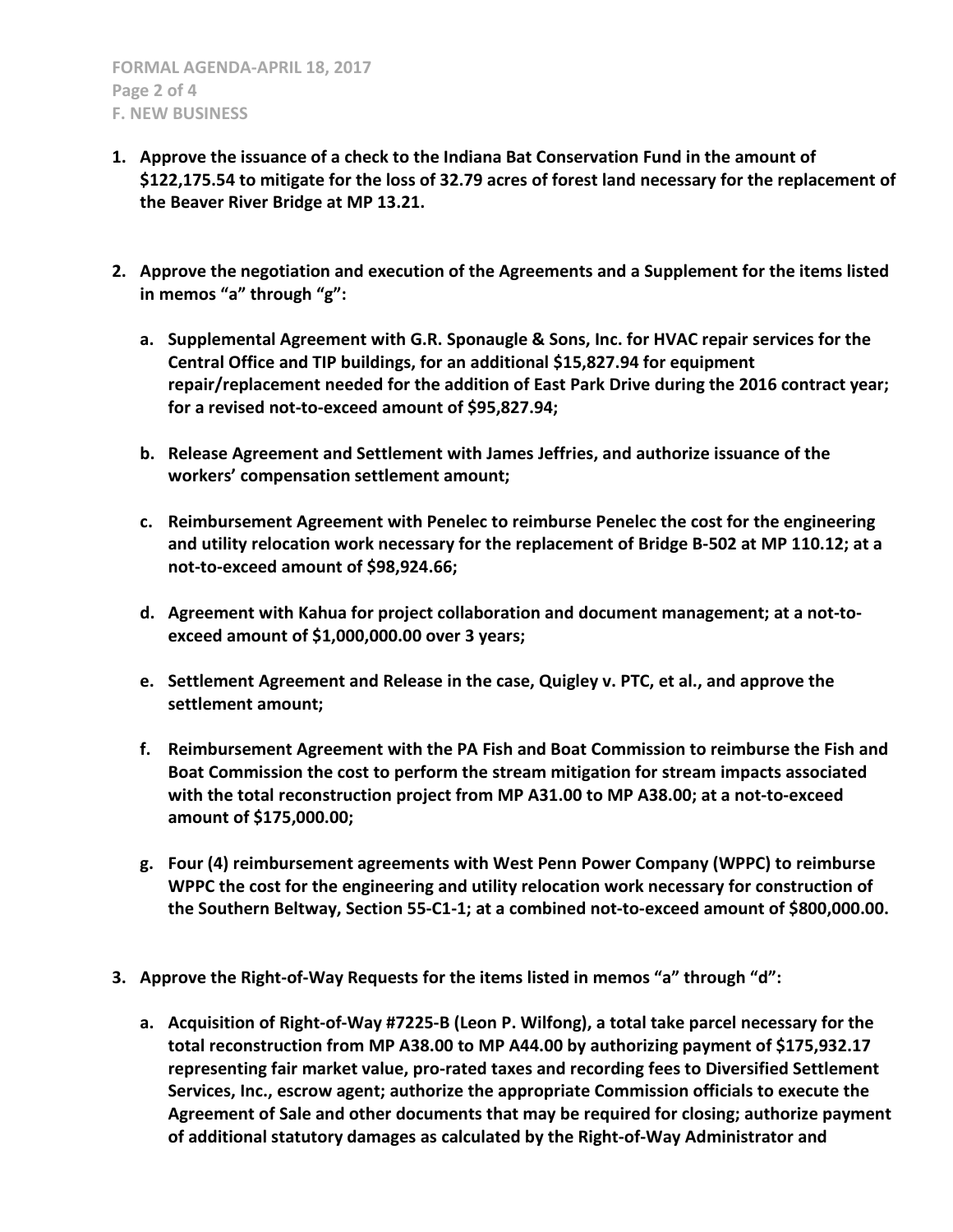**1. Approve the issuance of a check to the Indiana Bat Conservation Fund in the amount of \$122,175.54 to mitigate for the loss of 32.79 acres of forest land necessary for the replacement of the Beaver River Bridge at MP 13.21.**

**2. Approve the negotiation and execution of the Agreements and a Supplement for the items listed in memos "a" through "g":**

**a. Supplemental Agreement with G.R. Sponaugle & Sons, Inc. for HVAC repair services for the Central Office and TIP buildings, for an additional \$15,827.94 for equipment repair/replacement needed for the addition of East Park Drive during the 2016 contract year; for a revised not-to-exceed amount of \$95,827.94;**

**b. Release Agreement and Settlement with James Jeffries, and authorize issuance of the workers' compensation settlement amount;**

**c. Reimbursement Agreement with Penelec to reimburse Penelec the cost for the engineering and utility relocation work necessary for the replacement of Bridge B-502 at MP 110.12; at a not-to-exceed amount of \$98,924.66;**

**d. Agreement with Kahua for project collaboration and document management; at a not-to-exceed amount of \$1,000,000.00 over 3 years;**

**e. Settlement Agreement and Release in the case, Quigley v. PTC, et al., and approve the settlement amount;**

**f. Reimbursement Agreement with the PA Fish and Boat Commission to reimburse the Fish and Boat Commission the cost to perform the stream mitigation for stream impacts associated with the total reconstruction project from MP A31.00 to MP A38.00; at a not-to-exceed amount of \$175,000.00;**

**g. Four (4) reimbursement agreements with West Penn Power Company (WPPC) to reimburse WPPC the cost for the engineering and utility relocation work necessary for construction of the Southern Beltway, Section 55-C1-1; at a combined not-to-exceed amount of \$800,000.00.**

**3. Approve the Right-of-Way Requests for the items listed in memos "a" through "d":**

**a. Acquisition of Right-of-Way #7225-B (Leon P. Wilfong), a total take parcel necessary for the total reconstruction from MP A38.00 to MP A44.00 by authorizing payment of \$175,932.17 representing fair market value, pro-rated taxes and recording fees to Diversified Settlement Services, Inc., escrow agent; authorize the appropriate Commission officials to execute the Agreement of Sale and other documents that may be required for closing; authorize payment of additional statutory damages as calculated by the Right-of-Way Administrator and**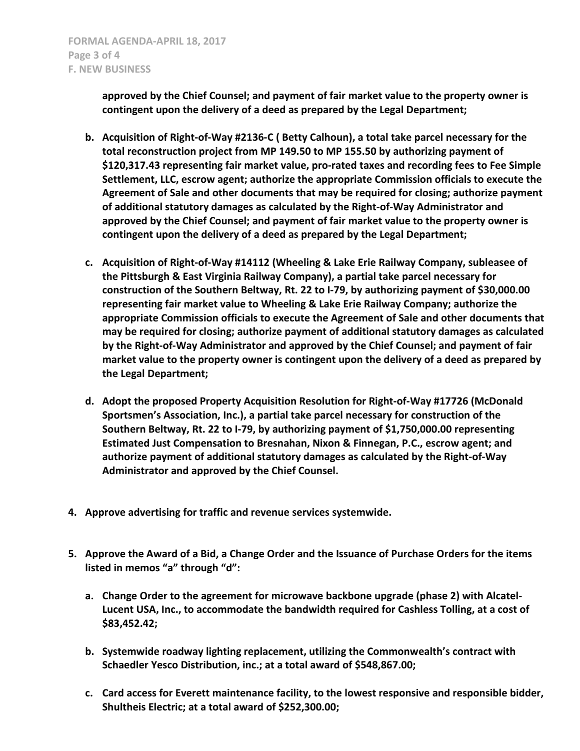**approved by the Chief Counsel; and payment of fair market value to the property owner is contingent upon the delivery of a deed as prepared by the Legal Department;**

- **b. Acquisition of Right-of-Way #2136-C ( Betty Calhoun), a total take parcel necessary for the total reconstruction project from MP 149.50 to MP 155.50 by authorizing payment of $120,317.43 representing fair market value, pro-rated taxes and recording fees to Fee Simple Settlement, LLC, escrow agent; authorize the appropriate Commission officials to execute the Agreement of Sale and other documents that may be required for closing; authorize payment of additional statutory damages as calculated by the Right-of-Way Administrator and approved by the Chief Counsel; and payment of fair market value to the property owner is contingent upon the delivery of a deed as prepared by the Legal Department;**

- **c. Acquisition of Right-of-Way #14112 (Wheeling & Lake Erie Railway Company, subleasee of the Pittsburgh & East Virginia Railway Company), a partial take parcel necessary for construction of the Southern Beltway, Rt. 22 to I-79, by authorizing payment of $30,000.00 representing fair market value to Wheeling & Lake Erie Railway Company; authorize the appropriate Commission officials to execute the Agreement of Sale and other documents that may be required for closing; authorize payment of additional statutory damages as calculated by the Right-of-Way Administrator and approved by the Chief Counsel; and payment of fair market value to the property owner is contingent upon the delivery of a deed as prepared by the Legal Department;**

- **d. Adopt the proposed Property Acquisition Resolution for Right-of-Way #17726 (McDonald Sportsmen's Association, Inc.), a partial take parcel necessary for construction of the Southern Beltway, Rt. 22 to I-79, by authorizing payment of $1,750,000.00 representing Estimated Just Compensation to Bresnahan, Nixon & Finnegan, P.C., escrow agent; and authorize payment of additional statutory damages as calculated by the Right-of-Way Administrator and approved by the Chief Counsel.**

**4. Approve advertising for traffic and revenue services systemwide.**

**5. Approve the Award of a Bid, a Change Order and the Issuance of Purchase Orders for the items listed in memos "a" through "d":**

- **a. Change Order to the agreement for microwave backbone upgrade (phase 2) with Alcatel-Lucent USA, Inc., to accommodate the bandwidth required for Cashless Tolling, at a cost of $83,452.42;**

- **b. Systemwide roadway lighting replacement, utilizing the Commonwealth's contract with Schaedler Yesco Distribution, inc.; at a total award of $548,867.00;**

- **c. Card access for Everett maintenance facility, to the lowest responsive and responsible bidder, Shultheis Electric; at a total award of $252,300.00;**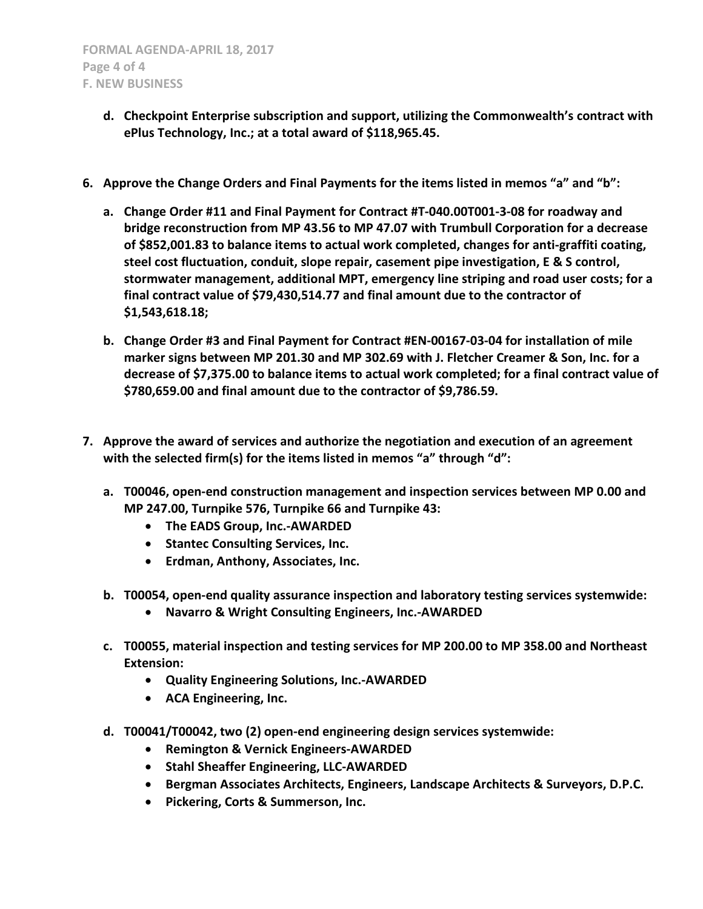**d. Checkpoint Enterprise subscription and support, utilizing the Commonwealth's contract with ePlus Technology, Inc.; at a total award of $118,965.45.**

**6. Approve the Change Orders and Final Payments for the items listed in memos "a" and "b":**

**a. Change Order #11 and Final Payment for Contract #T-040.00T001-3-08 for roadway and bridge reconstruction from MP 43.56 to MP 47.07 with Trumbull Corporation for a decrease of $852,001.83 to balance items to actual work completed, changes for anti-graffiti coating, steel cost fluctuation, conduit, slope repair, casement pipe investigation, E & S control, stormwater management, additional MPT, emergency line striping and road user costs; for a final contract value of $79,430,514.77 and final amount due to the contractor of $1,543,618.18;**

**b. Change Order #3 and Final Payment for Contract #EN-00167-03-04 for installation of mile marker signs between MP 201.30 and MP 302.69 with J. Fletcher Creamer & Son, Inc. for a decrease of $7,375.00 to balance items to actual work completed; for a final contract value of $780,659.00 and final amount due to the contractor of $9,786.59.**

**7. Approve the award of services and authorize the negotiation and execution of an agreement with the selected firm(s) for the items listed in memos "a" through "d":**

**a. T00046, open-end construction management and inspection services between MP 0.00 and MP 247.00, Turnpike 576, Turnpike 66 and Turnpike 43:**

- **The EADS Group, Inc.-AWARDED**
- **Stantec Consulting Services, Inc.**
- **Erdman, Anthony, Associates, Inc.**

**b. T00054, open-end quality assurance inspection and laboratory testing services systemwide:**

- **Navarro & Wright Consulting Engineers, Inc.-AWARDED**

**c. T00055, material inspection and testing services for MP 200.00 to MP 358.00 and Northeast Extension:**

- **Quality Engineering Solutions, Inc.-AWARDED**
- **ACA Engineering, Inc.**

**d. T00041/T00042, two (2) open-end engineering design services systemwide:**

- **Remington & Vernick Engineers-AWARDED**
- **Stahl Sheaffer Engineering, LLC-AWARDED**
- **Bergman Associates Architects, Engineers, Landscape Architects & Surveyors, D.P.C.**
- **Pickering, Corts & Summerson, Inc.**